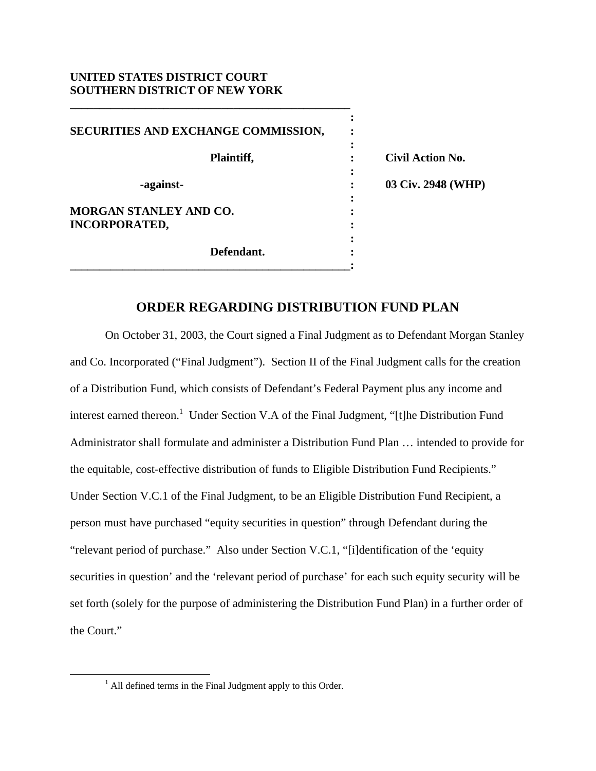**UNITED STATES DISTRICT COURT**
**SOUTHERN DISTRICT OF NEW YORK**

| | |
|---|---|
| **SECURITIES AND EXCHANGE COMMISSION,** | |
| **Plaintiff,** | **Civil Action No.** |
| **-against-** | **03 Civ. 2948 (WHP)** |
| **MORGAN STANLEY AND CO. INCORPORATED,** | |
| **Defendant.** | |

## ORDER REGARDING DISTRIBUTION FUND PLAN

On October 31, 2003, the Court signed a Final Judgment as to Defendant Morgan Stanley and Co. Incorporated ("Final Judgment"). Section II of the Final Judgment calls for the creation of a Distribution Fund, which consists of Defendant's Federal Payment plus any income and interest earned thereon.[1] Under Section V.A of the Final Judgment, "[t]he Distribution Fund Administrator shall formulate and administer a Distribution Fund Plan … intended to provide for the equitable, cost-effective distribution of funds to Eligible Distribution Fund Recipients." Under Section V.C.1 of the Final Judgment, to be an Eligible Distribution Fund Recipient, a person must have purchased "equity securities in question" through Defendant during the "relevant period of purchase." Also under Section V.C.1, "[i]dentification of the 'equity securities in question' and the 'relevant period of purchase' for each such equity security will be set forth (solely for the purpose of administering the Distribution Fund Plan) in a further order of the Court."

---

[1] All defined terms in the Final Judgment apply to this Order.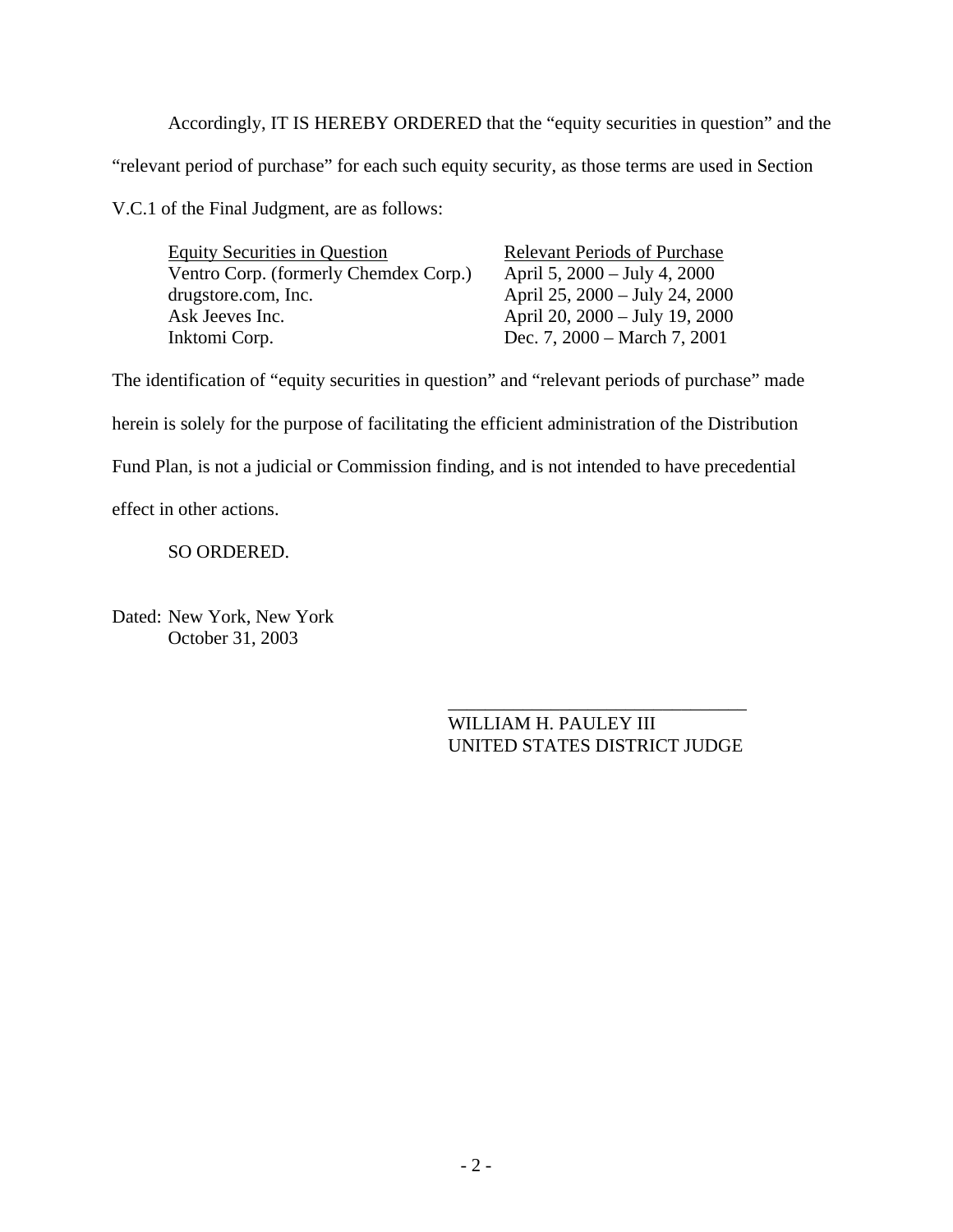Accordingly, IT IS HEREBY ORDERED that the "equity securities in question" and the "relevant period of purchase" for each such equity security, as those terms are used in Section V.C.1 of the Final Judgment, are as follows:

| Equity Securities in Question | Relevant Periods of Purchase |
|---|---|
| Ventro Corp. (formerly Chemdex Corp.) | April 5, 2000 – July 4, 2000 |
| drugstore.com, Inc. | April 25, 2000 – July 24, 2000 |
| Ask Jeeves Inc. | April 20, 2000 – July 19, 2000 |
| Inktomi Corp. | Dec. 7, 2000 – March 7, 2001 |

The identification of "equity securities in question" and "relevant periods of purchase" made herein is solely for the purpose of facilitating the efficient administration of the Distribution Fund Plan, is not a judicial or Commission finding, and is not intended to have precedential effect in other actions.

SO ORDERED.

Dated: New York, New York
October 31, 2003

\_\_\_\_\_\_\_\_\_\_\_\_\_\_\_\_\_\_\_\_\_\_\_\_\_\_\_\_\_\_\_\_

WILLIAM H. PAULEY III
UNITED STATES DISTRICT JUDGE